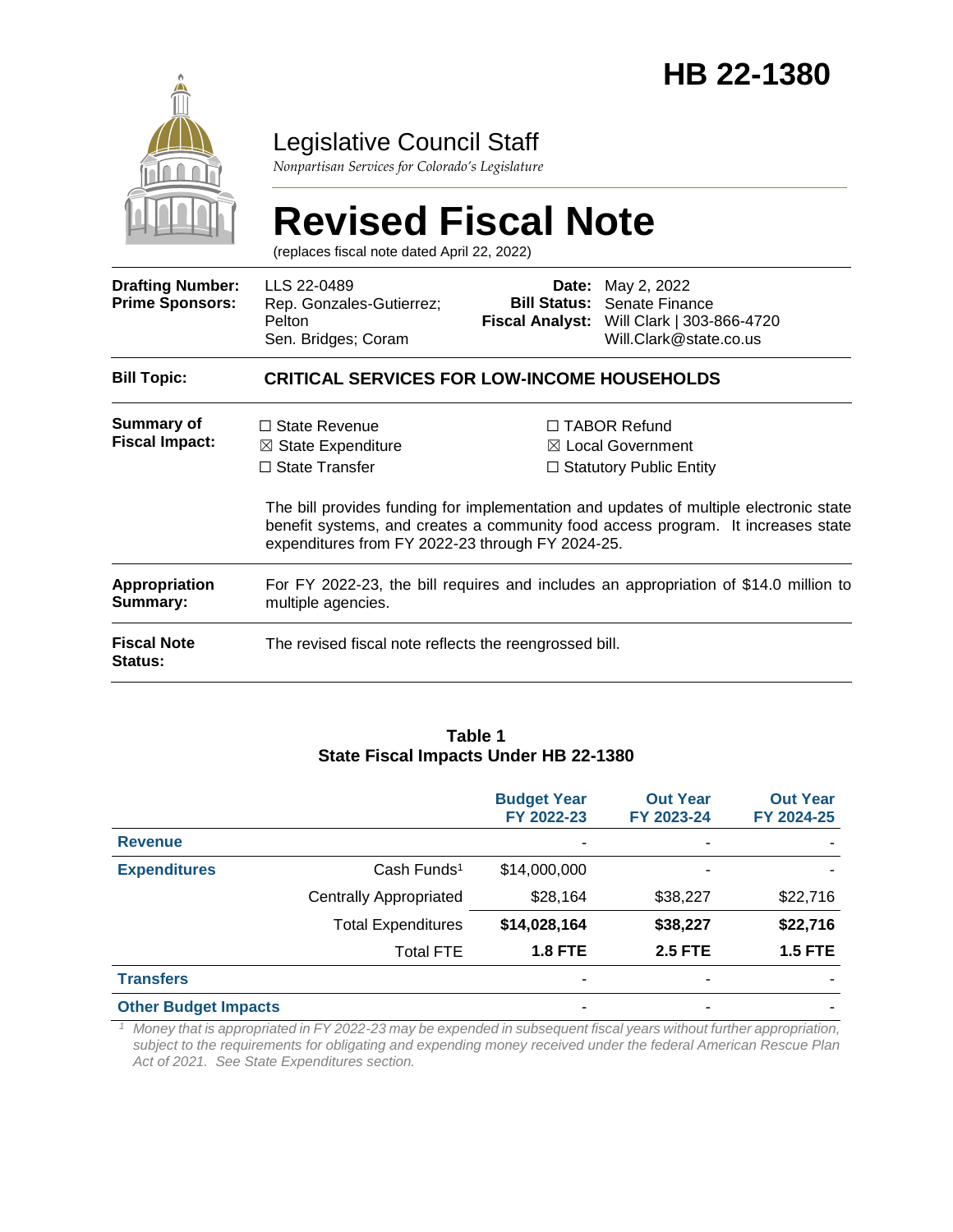# HB 22-1380

## Legislative Council Staff

*Nonpartisan Services for Colorado's Legislature*

# Revised Fiscal Note

(replaces fiscal note dated April 22, 2022)

| | | | |
|---|---|---|---|
| **Drafting Number:** | LLS 22-0489 | **Date:** | May 2, 2022 |
| **Prime Sponsors:** | Rep. Gonzales-Gutierrez; Pelton<br>Sen. Bridges; Coram | **Bill Status:** | Senate Finance |
| | | **Fiscal Analyst:** | Will Clark \| 303-866-4720<br>Will.Clark@state.co.us |

**Bill Topic:** **CRITICAL SERVICES FOR LOW-INCOME HOUSEHOLDS**

**Summary of Fiscal Impact:**

☐ State Revenue
☒ State Expenditure
☐ State Transfer
☐ TABOR Refund
☒ Local Government
☐ Statutory Public Entity

The bill provides funding for implementation and updates of multiple electronic state benefit systems, and creates a community food access program. It increases state expenditures from FY 2022-23 through FY 2024-25.

**Appropriation Summary:** For FY 2022-23, the bill requires and includes an appropriation of $14.0 million to multiple agencies.

**Fiscal Note Status:** The revised fiscal note reflects the reengrossed bill.

### Table 1
### State Fiscal Impacts Under HB 22-1380

| | | Budget Year FY 2022-23 | Out Year FY 2023-24 | Out Year FY 2024-25 |
|---|---|---|---|---|
| **Revenue** | | - | - | - |
| **Expenditures** | Cash Funds[1] | $14,000,000 | - | - |
| | Centrally Appropriated | $28,164 | $38,227 | $22,716 |
| | Total Expenditures | **$14,028,164** | **$38,227** | **$22,716** |
| | Total FTE | **1.8 FTE** | **2.5 FTE** | **1.5 FTE** |
| **Transfers** | | - | - | - |
| **Other Budget Impacts** | | - | - | - |

*[1] Money that is appropriated in FY 2022-23 may be expended in subsequent fiscal years without further appropriation, subject to the requirements for obligating and expending money received under the federal American Rescue Plan Act of 2021. See State Expenditures section.*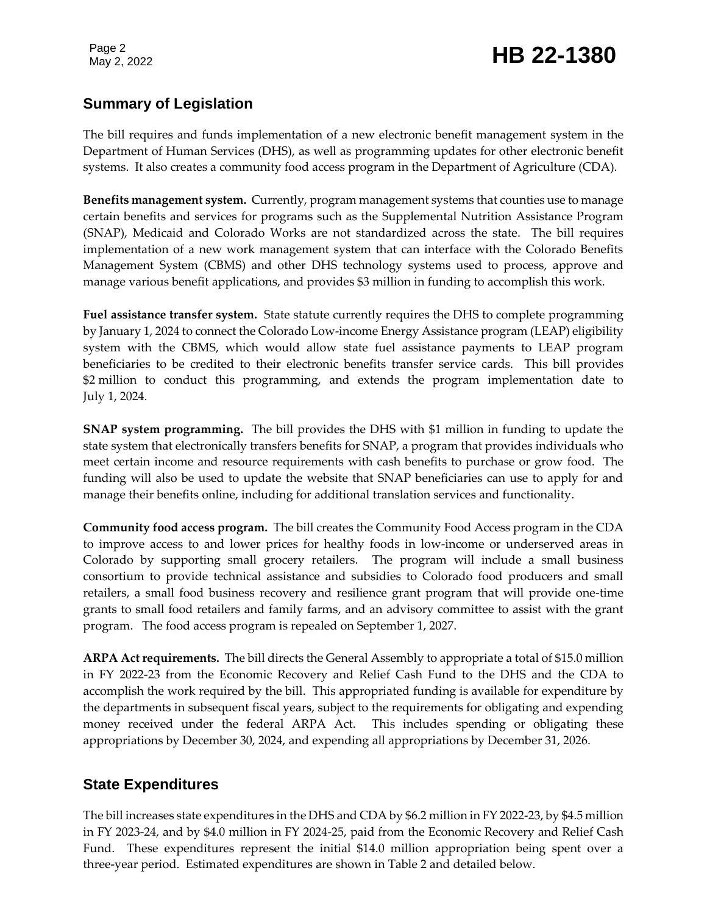## Summary of Legislation

The bill requires and funds implementation of a new electronic benefit management system in the Department of Human Services (DHS), as well as programming updates for other electronic benefit systems. It also creates a community food access program in the Department of Agriculture (CDA).

**Benefits management system.** Currently, program management systems that counties use to manage certain benefits and services for programs such as the Supplemental Nutrition Assistance Program (SNAP), Medicaid and Colorado Works are not standardized across the state. The bill requires implementation of a new work management system that can interface with the Colorado Benefits Management System (CBMS) and other DHS technology systems used to process, approve and manage various benefit applications, and provides $3 million in funding to accomplish this work.

**Fuel assistance transfer system.** State statute currently requires the DHS to complete programming by January 1, 2024 to connect the Colorado Low-income Energy Assistance program (LEAP) eligibility system with the CBMS, which would allow state fuel assistance payments to LEAP program beneficiaries to be credited to their electronic benefits transfer service cards. This bill provides $2 million to conduct this programming, and extends the program implementation date to July 1, 2024.

**SNAP system programming.** The bill provides the DHS with $1 million in funding to update the state system that electronically transfers benefits for SNAP, a program that provides individuals who meet certain income and resource requirements with cash benefits to purchase or grow food. The funding will also be used to update the website that SNAP beneficiaries can use to apply for and manage their benefits online, including for additional translation services and functionality.

**Community food access program.** The bill creates the Community Food Access program in the CDA to improve access to and lower prices for healthy foods in low-income or underserved areas in Colorado by supporting small grocery retailers. The program will include a small business consortium to provide technical assistance and subsidies to Colorado food producers and small retailers, a small food business recovery and resilience grant program that will provide one-time grants to small food retailers and family farms, and an advisory committee to assist with the grant program. The food access program is repealed on September 1, 2027.

**ARPA Act requirements.** The bill directs the General Assembly to appropriate a total of $15.0 million in FY 2022-23 from the Economic Recovery and Relief Cash Fund to the DHS and the CDA to accomplish the work required by the bill. This appropriated funding is available for expenditure by the departments in subsequent fiscal years, subject to the requirements for obligating and expending money received under the federal ARPA Act. This includes spending or obligating these appropriations by December 30, 2024, and expending all appropriations by December 31, 2026.

## State Expenditures

The bill increases state expenditures in the DHS and CDA by $6.2 million in FY 2022-23, by $4.5 million in FY 2023-24, and by $4.0 million in FY 2024-25, paid from the Economic Recovery and Relief Cash Fund. These expenditures represent the initial $14.0 million appropriation being spent over a three-year period. Estimated expenditures are shown in Table 2 and detailed below.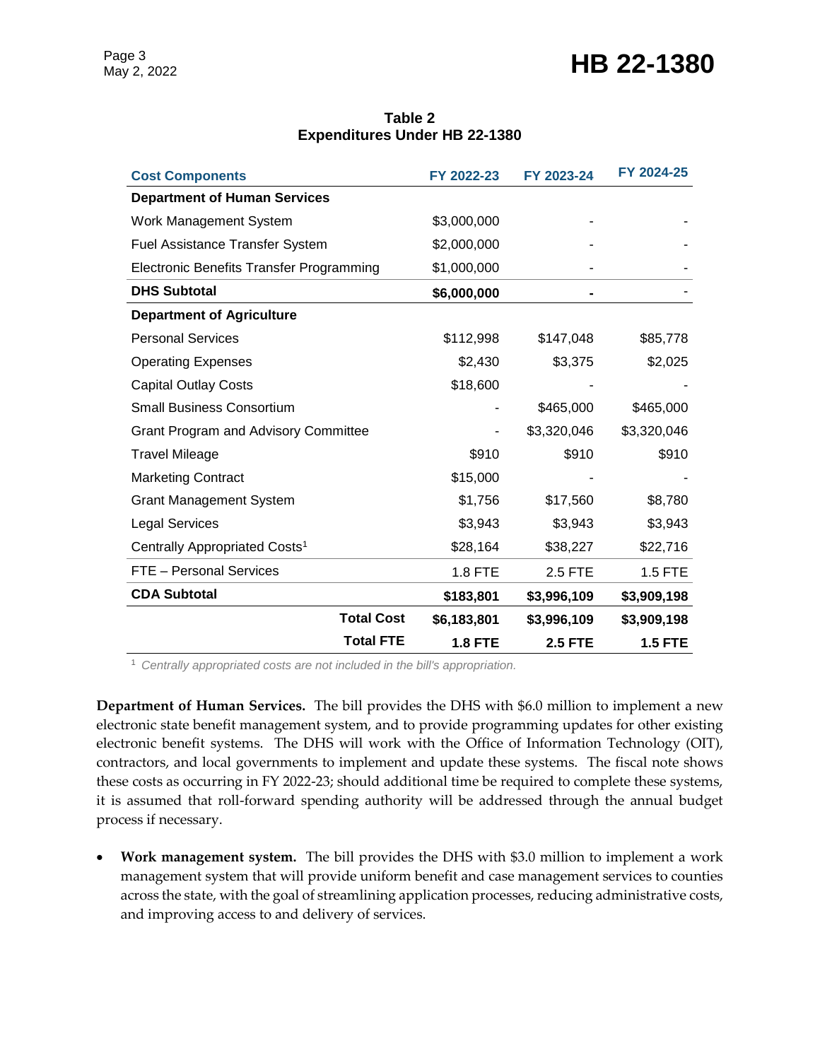**Table 2**
**Expenditures Under HB 22-1380**

| Cost Components | FY 2022-23 | FY 2023-24 | FY 2024-25 |
|---|---|---|---|
| **Department of Human Services** | | | |
| Work Management System | $3,000,000 | - | - |
| Fuel Assistance Transfer System | $2,000,000 | - | - |
| Electronic Benefits Transfer Programming | $1,000,000 | - | - |
| **DHS Subtotal** | **$6,000,000** | **-** | - |
| **Department of Agriculture** | | | |
| Personal Services | $112,998 | $147,048 | $85,778 |
| Operating Expenses | $2,430 | $3,375 | $2,025 |
| Capital Outlay Costs | $18,600 | - | - |
| Small Business Consortium | - | $465,000 | $465,000 |
| Grant Program and Advisory Committee | - | $3,320,046 | $3,320,046 |
| Travel Mileage | $910 | $910 | $910 |
| Marketing Contract | $15,000 | - | - |
| Grant Management System | $1,756 | $17,560 | $8,780 |
| Legal Services | $3,943 | $3,943 | $3,943 |
| Centrally Appropriated Costs[1] | $28,164 | $38,227 | $22,716 |
| FTE – Personal Services | 1.8 FTE | 2.5 FTE | 1.5 FTE |
| **CDA Subtotal** | **$183,801** | **$3,996,109** | **$3,909,198** |
| **Total Cost** | **$6,183,801** | **$3,996,109** | **$3,909,198** |
| **Total FTE** | **1.8 FTE** | **2.5 FTE** | **1.5 FTE** |

[1] *Centrally appropriated costs are not included in the bill's appropriation.*

**Department of Human Services.** The bill provides the DHS with $6.0 million to implement a new electronic state benefit management system, and to provide programming updates for other existing electronic benefit systems. The DHS will work with the Office of Information Technology (OIT), contractors, and local governments to implement and update these systems. The fiscal note shows these costs as occurring in FY 2022-23; should additional time be required to complete these systems, it is assumed that roll-forward spending authority will be addressed through the annual budget process if necessary.

- **Work management system.** The bill provides the DHS with $3.0 million to implement a work management system that will provide uniform benefit and case management services to counties across the state, with the goal of streamlining application processes, reducing administrative costs, and improving access to and delivery of services.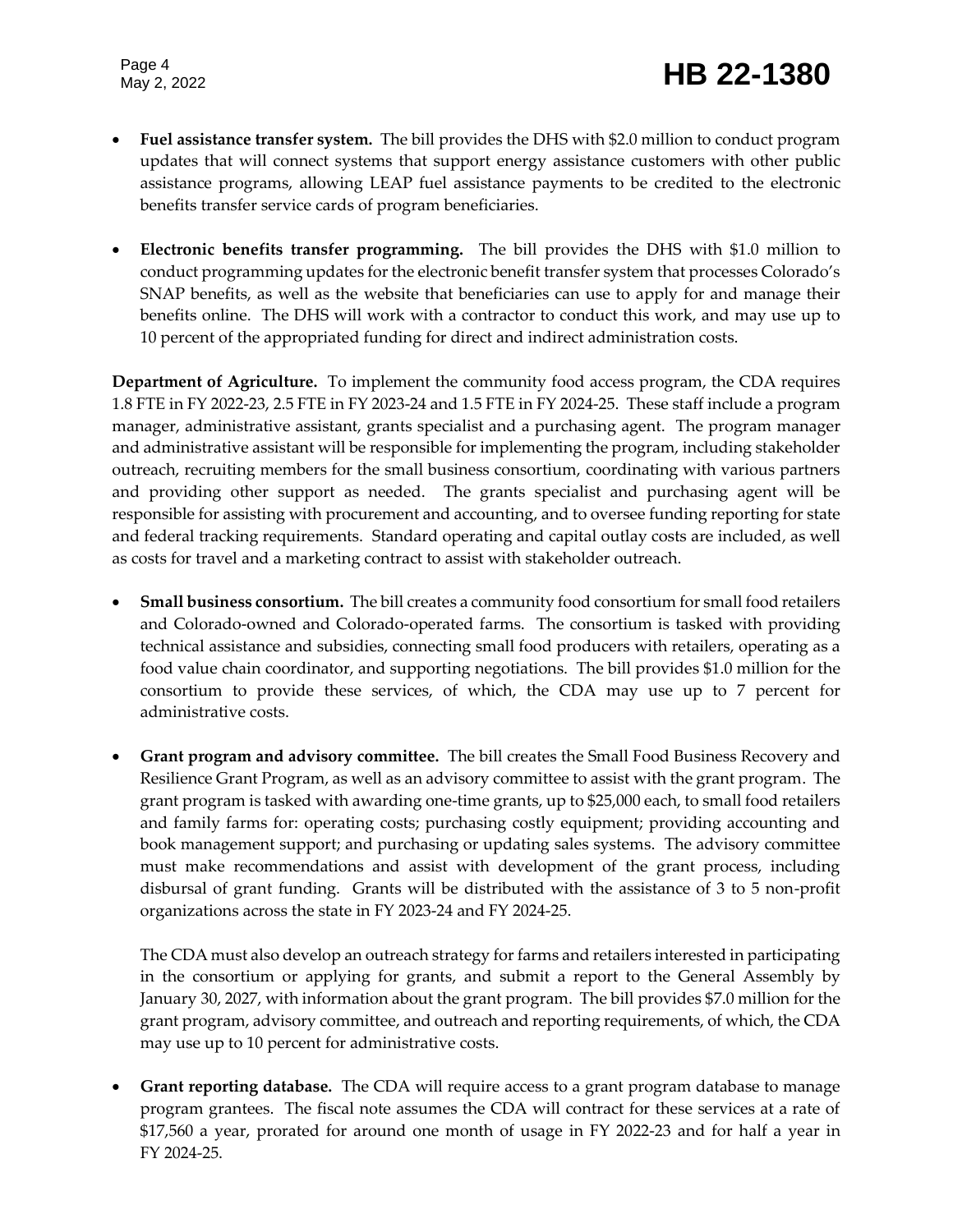- **Fuel assistance transfer system.** The bill provides the DHS with $2.0 million to conduct program updates that will connect systems that support energy assistance customers with other public assistance programs, allowing LEAP fuel assistance payments to be credited to the electronic benefits transfer service cards of program beneficiaries.

- **Electronic benefits transfer programming.** The bill provides the DHS with $1.0 million to conduct programming updates for the electronic benefit transfer system that processes Colorado's SNAP benefits, as well as the website that beneficiaries can use to apply for and manage their benefits online. The DHS will work with a contractor to conduct this work, and may use up to 10 percent of the appropriated funding for direct and indirect administration costs.

**Department of Agriculture.** To implement the community food access program, the CDA requires 1.8 FTE in FY 2022-23, 2.5 FTE in FY 2023-24 and 1.5 FTE in FY 2024-25. These staff include a program manager, administrative assistant, grants specialist and a purchasing agent. The program manager and administrative assistant will be responsible for implementing the program, including stakeholder outreach, recruiting members for the small business consortium, coordinating with various partners and providing other support as needed. The grants specialist and purchasing agent will be responsible for assisting with procurement and accounting, and to oversee funding reporting for state and federal tracking requirements. Standard operating and capital outlay costs are included, as well as costs for travel and a marketing contract to assist with stakeholder outreach.

- **Small business consortium.** The bill creates a community food consortium for small food retailers and Colorado-owned and Colorado-operated farms. The consortium is tasked with providing technical assistance and subsidies, connecting small food producers with retailers, operating as a food value chain coordinator, and supporting negotiations. The bill provides $1.0 million for the consortium to provide these services, of which, the CDA may use up to 7 percent for administrative costs.

- **Grant program and advisory committee.** The bill creates the Small Food Business Recovery and Resilience Grant Program, as well as an advisory committee to assist with the grant program. The grant program is tasked with awarding one-time grants, up to $25,000 each, to small food retailers and family farms for: operating costs; purchasing costly equipment; providing accounting and book management support; and purchasing or updating sales systems. The advisory committee must make recommendations and assist with development of the grant process, including disbursal of grant funding. Grants will be distributed with the assistance of 3 to 5 non-profit organizations across the state in FY 2023-24 and FY 2024-25.

  The CDA must also develop an outreach strategy for farms and retailers interested in participating in the consortium or applying for grants, and submit a report to the General Assembly by January 30, 2027, with information about the grant program. The bill provides $7.0 million for the grant program, advisory committee, and outreach and reporting requirements, of which, the CDA may use up to 10 percent for administrative costs.

- **Grant reporting database.** The CDA will require access to a grant program database to manage program grantees. The fiscal note assumes the CDA will contract for these services at a rate of $17,560 a year, prorated for around one month of usage in FY 2022-23 and for half a year in FY 2024-25.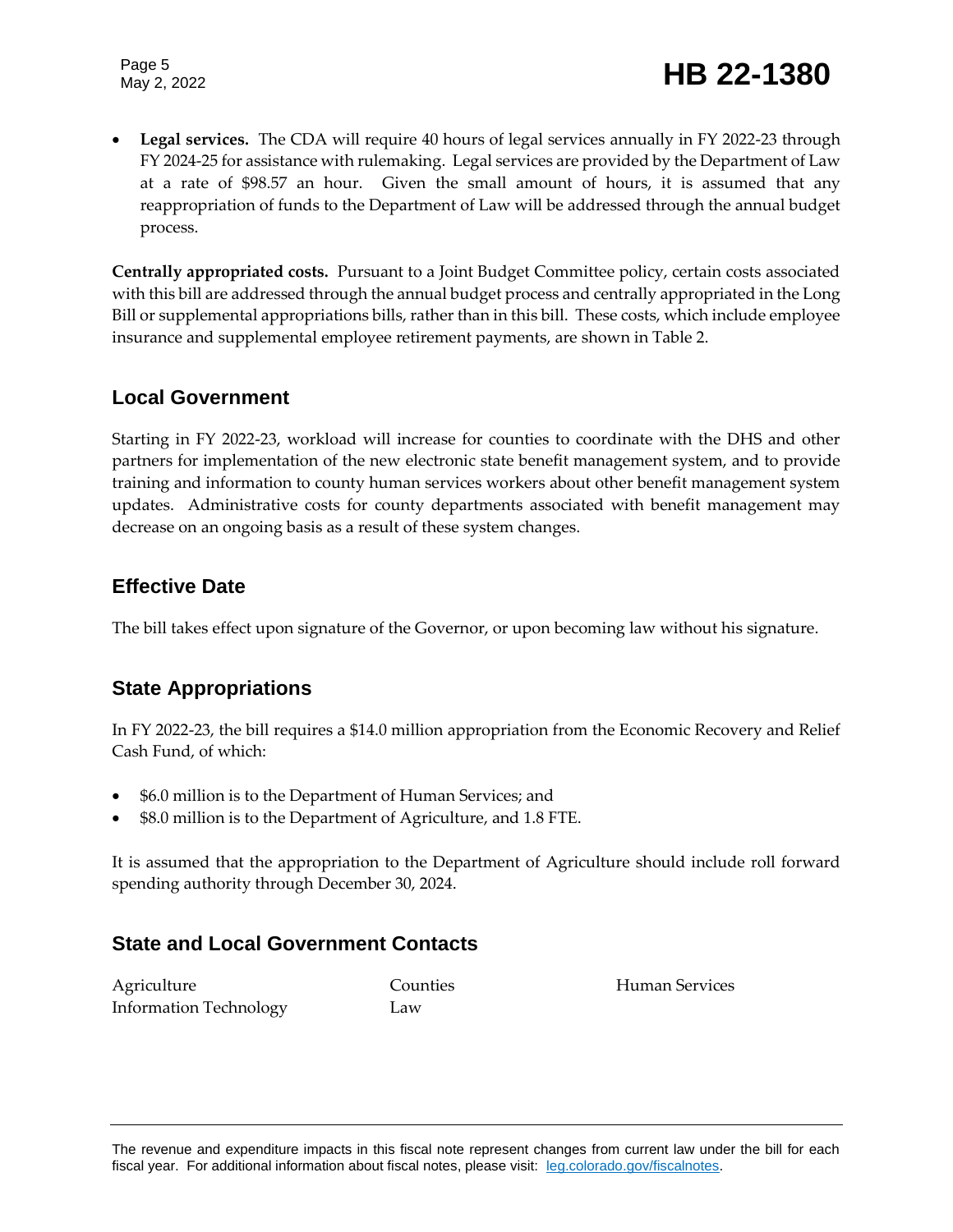- **Legal services.** The CDA will require 40 hours of legal services annually in FY 2022-23 through FY 2024-25 for assistance with rulemaking. Legal services are provided by the Department of Law at a rate of $98.57 an hour. Given the small amount of hours, it is assumed that any reappropriation of funds to the Department of Law will be addressed through the annual budget process.

**Centrally appropriated costs.** Pursuant to a Joint Budget Committee policy, certain costs associated with this bill are addressed through the annual budget process and centrally appropriated in the Long Bill or supplemental appropriations bills, rather than in this bill. These costs, which include employee insurance and supplemental employee retirement payments, are shown in Table 2.

## Local Government

Starting in FY 2022-23, workload will increase for counties to coordinate with the DHS and other partners for implementation of the new electronic state benefit management system, and to provide training and information to county human services workers about other benefit management system updates. Administrative costs for county departments associated with benefit management may decrease on an ongoing basis as a result of these system changes.

## Effective Date

The bill takes effect upon signature of the Governor, or upon becoming law without his signature.

## State Appropriations

In FY 2022-23, the bill requires a $14.0 million appropriation from the Economic Recovery and Relief Cash Fund, of which:

- $6.0 million is to the Department of Human Services; and
- $8.0 million is to the Department of Agriculture, and 1.8 FTE.

It is assumed that the appropriation to the Department of Agriculture should include roll forward spending authority through December 30, 2024.

## State and Local Government Contacts

Agriculture
Counties
Human Services
Information Technology
Law

The revenue and expenditure impacts in this fiscal note represent changes from current law under the bill for each fiscal year. For additional information about fiscal notes, please visit: leg.colorado.gov/fiscalnotes.